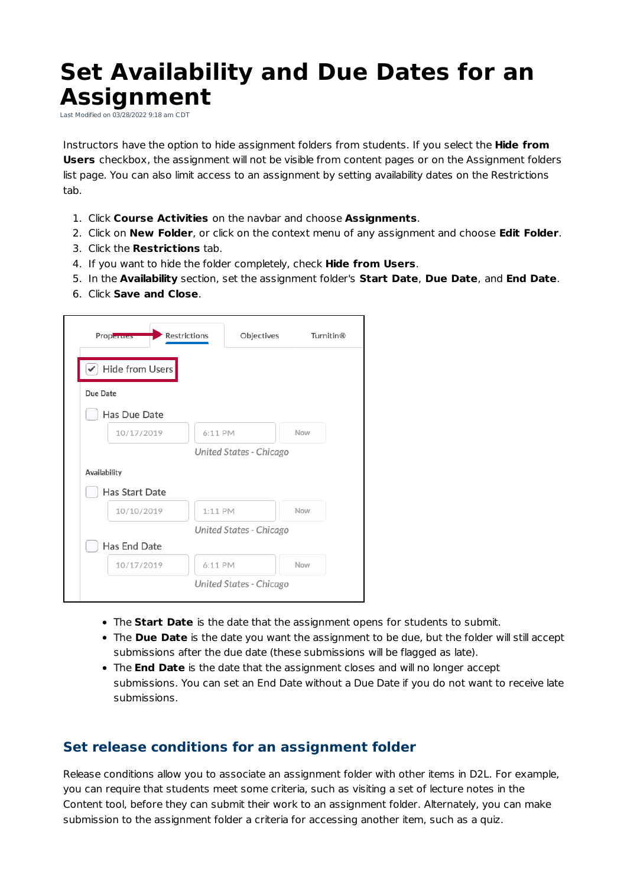# Set Availability and Due Dates for an Assignment

Last Modified on 03/28/2022 9:18 am CDT

Instructors have the option to hide assignment folders from students. If you select the **Hide from Users** checkbox, the assignment will not be visible from content pages or on the Assignment folders list page. You can also limit access to an assignment by setting availability dates on the Restrictions tab.

1. Click **Course Activities** on the navbar and choose **Assignments**.
2. Click on **New Folder**, or click on the context menu of any assignment and choose **Edit Folder**.
3. Click the **Restrictions** tab.
4. If you want to hide the folder completely, check **Hide from Users**.
5. In the **Availability** section, set the assignment folder's **Start Date**, **Due Date**, and **End Date**.
6. Click **Save and Close**.

- The **Start Date** is the date that the assignment opens for students to submit.
- The **Due Date** is the date you want the assignment to be due, but the folder will still accept submissions after the due date (these submissions will be flagged as late).
- The **End Date** is the date that the assignment closes and will no longer accept submissions. You can set an End Date without a Due Date if you do not want to receive late submissions.

## Set release conditions for an assignment folder

Release conditions allow you to associate an assignment folder with other items in D2L. For example, you can require that students meet some criteria, such as visiting a set of lecture notes in the Content tool, before they can submit their work to an assignment folder. Alternately, you can make submission to the assignment folder a criteria for accessing another item, such as a quiz.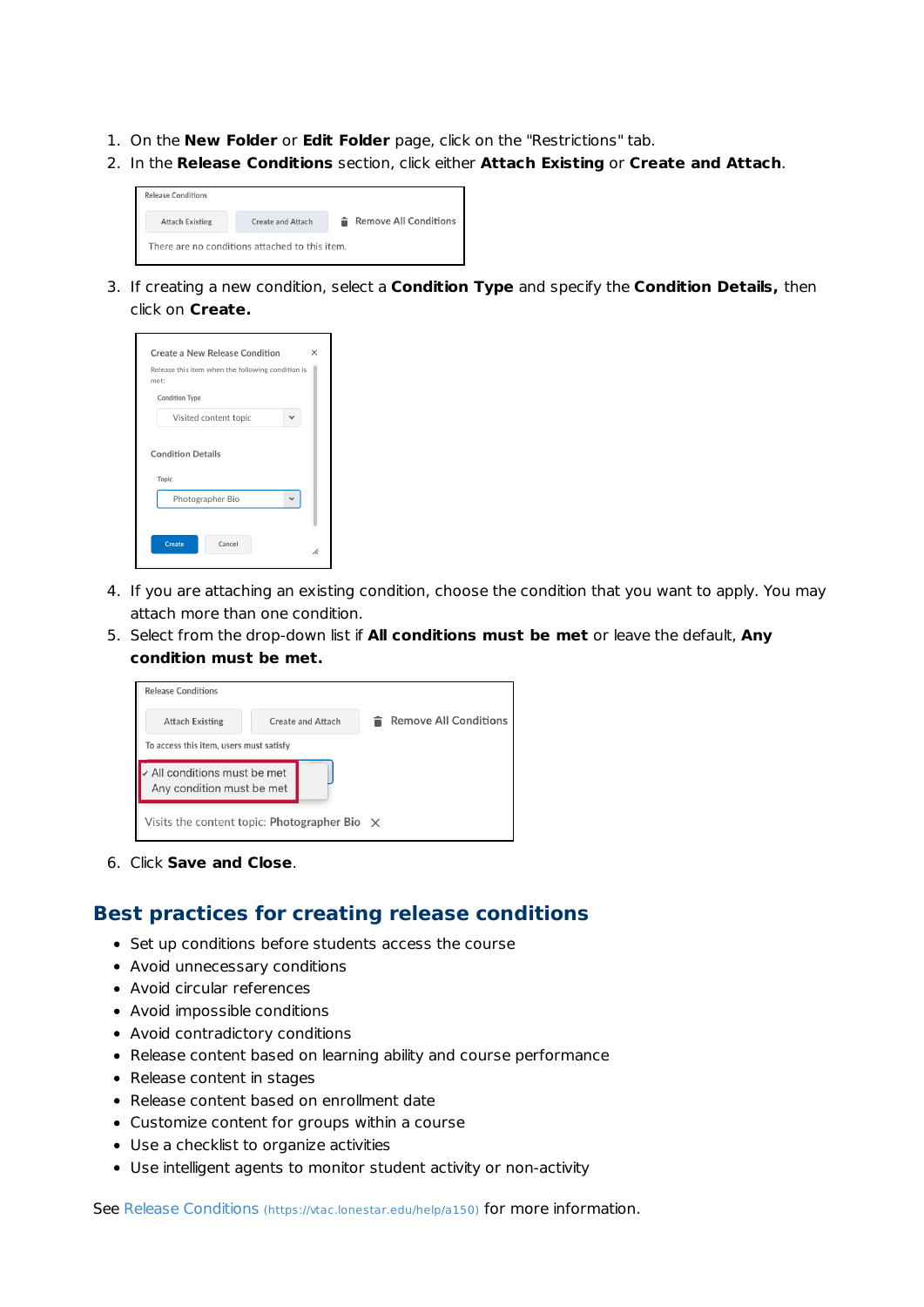1. On the **New Folder** or **Edit Folder** page, click on the "Restrictions" tab.
2. In the **Release Conditions** section, click either **Attach Existing** or **Create and Attach**.
3. If creating a new condition, select a **Condition Type** and specify the **Condition Details,** then click on **Create.**
4. If you are attaching an existing condition, choose the condition that you want to apply. You may attach more than one condition.
5. Select from the drop-down list if **All conditions must be met** or leave the default, **Any condition must be met.**
6. Click **Save and Close**.

## Best practices for creating release conditions

- Set up conditions before students access the course
- Avoid unnecessary conditions
- Avoid circular references
- Avoid impossible conditions
- Avoid contradictory conditions
- Release content based on learning ability and course performance
- Release content in stages
- Release content based on enrollment date
- Customize content for groups within a course
- Use a checklist to organize activities
- Use intelligent agents to monitor student activity or non-activity

See Release Conditions (https://vtac.lonestar.edu/help/a150) for more information.